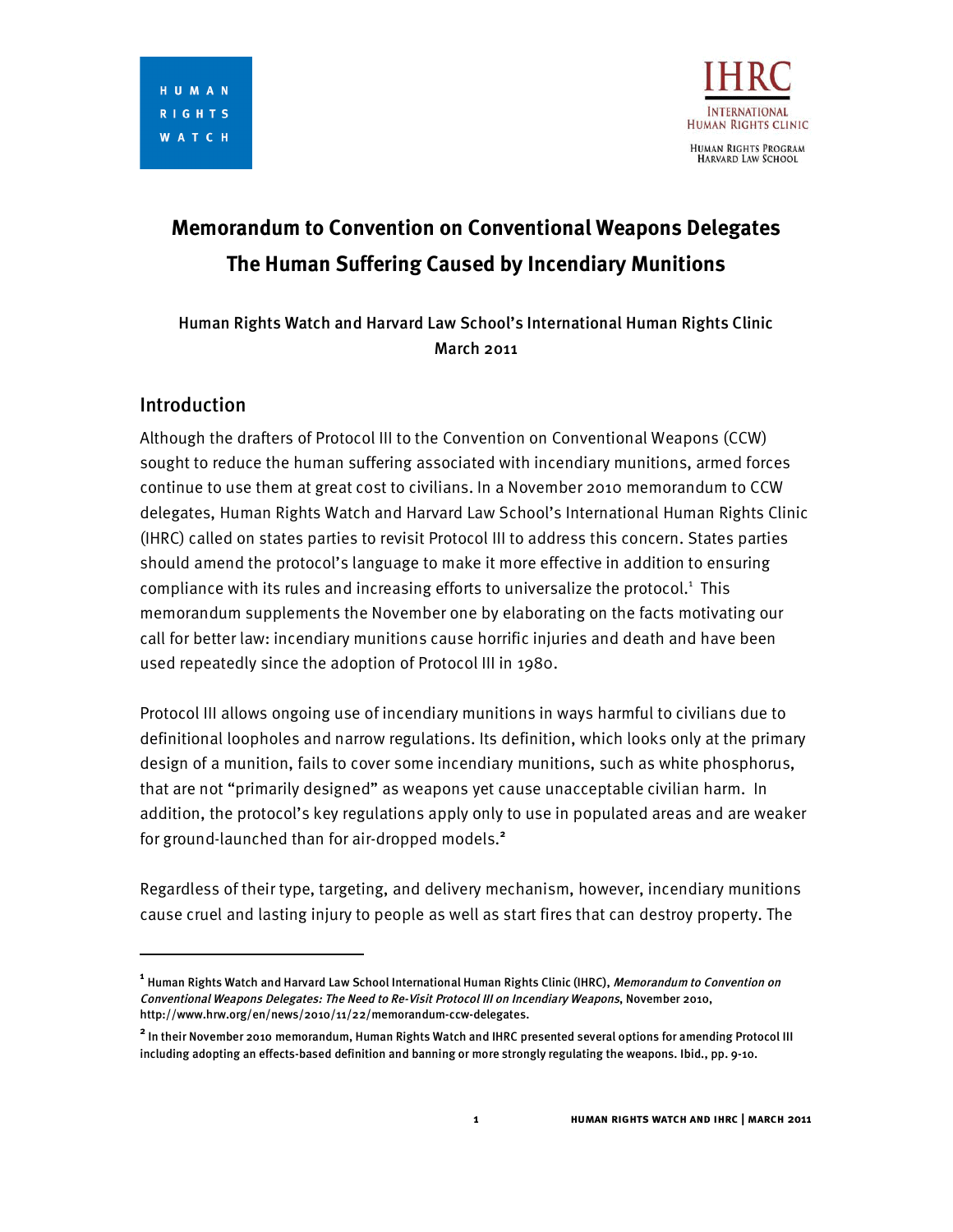HUMAN RIGHTS WATCH

IHRC
INTERNATIONAL HUMAN RIGHTS CLINIC
HUMAN RIGHTS PROGRAM HARVARD LAW SCHOOL

# Memorandum to Convention on Conventional Weapons Delegates The Human Suffering Caused by Incendiary Munitions

Human Rights Watch and Harvard Law School's International Human Rights Clinic
March 2011

## Introduction

Although the drafters of Protocol III to the Convention on Conventional Weapons (CCW) sought to reduce the human suffering associated with incendiary munitions, armed forces continue to use them at great cost to civilians. In a November 2010 memorandum to CCW delegates, Human Rights Watch and Harvard Law School's International Human Rights Clinic (IHRC) called on states parties to revisit Protocol III to address this concern. States parties should amend the protocol's language to make it more effective in addition to ensuring compliance with its rules and increasing efforts to universalize the protocol.[1] This memorandum supplements the November one by elaborating on the facts motivating our call for better law: incendiary munitions cause horrific injuries and death and have been used repeatedly since the adoption of Protocol III in 1980.

Protocol III allows ongoing use of incendiary munitions in ways harmful to civilians due to definitional loopholes and narrow regulations. Its definition, which looks only at the primary design of a munition, fails to cover some incendiary munitions, such as white phosphorus, that are not "primarily designed" as weapons yet cause unacceptable civilian harm. In addition, the protocol's key regulations apply only to use in populated areas and are weaker for ground-launched than for air-dropped models.[2]

Regardless of their type, targeting, and delivery mechanism, however, incendiary munitions cause cruel and lasting injury to people as well as start fires that can destroy property. The

[1] Human Rights Watch and Harvard Law School International Human Rights Clinic (IHRC), *Memorandum to Convention on Conventional Weapons Delegates: The Need to Re-Visit Protocol III on Incendiary Weapons*, November 2010, http://www.hrw.org/en/news/2010/11/22/memorandum-ccw-delegates.

[2] In their November 2010 memorandum, Human Rights Watch and IHRC presented several options for amending Protocol III including adopting an effects-based definition and banning or more strongly regulating the weapons. Ibid., pp. 9-10.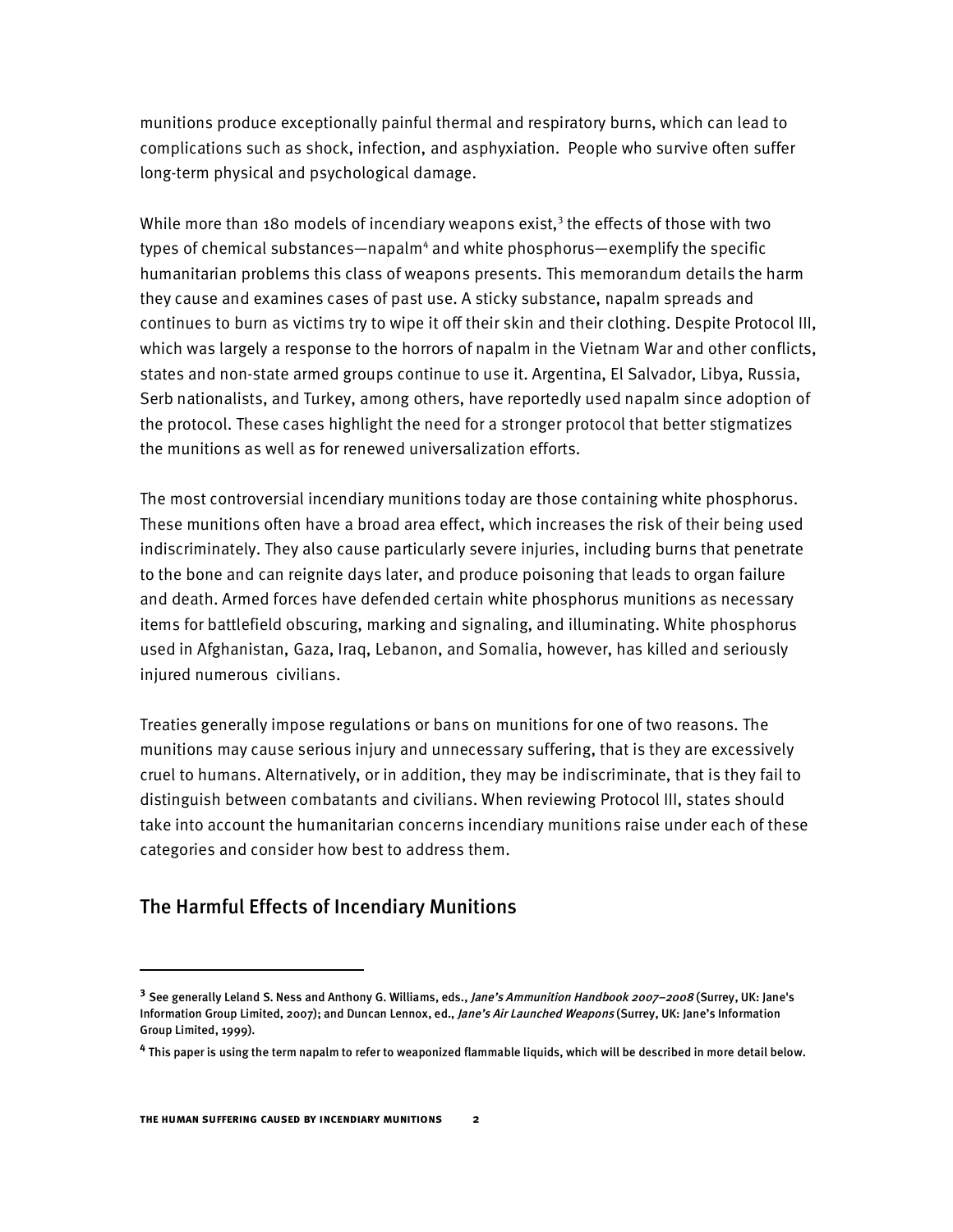munitions produce exceptionally painful thermal and respiratory burns, which can lead to complications such as shock, infection, and asphyxiation. People who survive often suffer long-term physical and psychological damage.

While more than 180 models of incendiary weapons exist,[3] the effects of those with two types of chemical substances—napalm[4] and white phosphorus—exemplify the specific humanitarian problems this class of weapons presents. This memorandum details the harm they cause and examines cases of past use. A sticky substance, napalm spreads and continues to burn as victims try to wipe it off their skin and their clothing. Despite Protocol III, which was largely a response to the horrors of napalm in the Vietnam War and other conflicts, states and non-state armed groups continue to use it. Argentina, El Salvador, Libya, Russia, Serb nationalists, and Turkey, among others, have reportedly used napalm since adoption of the protocol. These cases highlight the need for a stronger protocol that better stigmatizes the munitions as well as for renewed universalization efforts.

The most controversial incendiary munitions today are those containing white phosphorus. These munitions often have a broad area effect, which increases the risk of their being used indiscriminately. They also cause particularly severe injuries, including burns that penetrate to the bone and can reignite days later, and produce poisoning that leads to organ failure and death. Armed forces have defended certain white phosphorus munitions as necessary items for battlefield obscuring, marking and signaling, and illuminating. White phosphorus used in Afghanistan, Gaza, Iraq, Lebanon, and Somalia, however, has killed and seriously injured numerous civilians.

Treaties generally impose regulations or bans on munitions for one of two reasons. The munitions may cause serious injury and unnecessary suffering, that is they are excessively cruel to humans. Alternatively, or in addition, they may be indiscriminate, that is they fail to distinguish between combatants and civilians. When reviewing Protocol III, states should take into account the humanitarian concerns incendiary munitions raise under each of these categories and consider how best to address them.

## The Harmful Effects of Incendiary Munitions

---

[3] See generally Leland S. Ness and Anthony G. Williams, eds., *Jane's Ammunition Handbook 2007–2008* (Surrey, UK: Jane's Information Group Limited, 2007); and Duncan Lennox, ed., *Jane's Air Launched Weapons* (Surrey, UK: Jane's Information Group Limited, 1999).

[4] This paper is using the term napalm to refer to weaponized flammable liquids, which will be described in more detail below.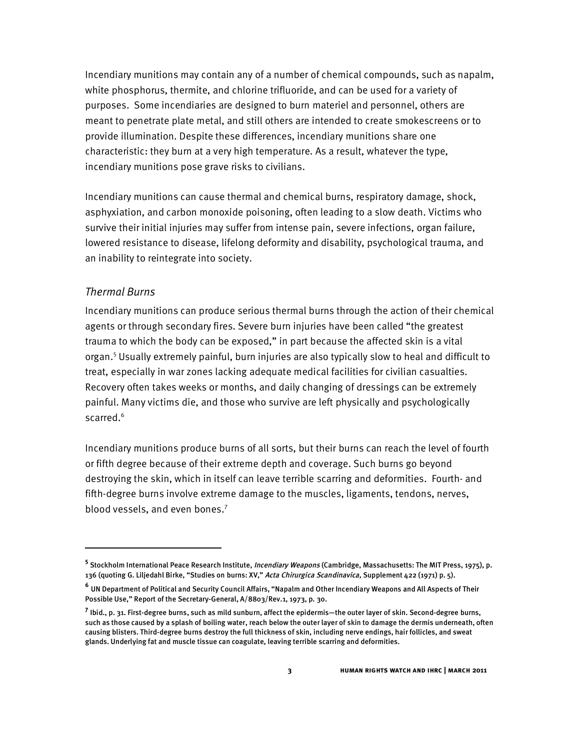Incendiary munitions may contain any of a number of chemical compounds, such as napalm, white phosphorus, thermite, and chlorine trifluoride, and can be used for a variety of purposes. Some incendiaries are designed to burn materiel and personnel, others are meant to penetrate plate metal, and still others are intended to create smokescreens or to provide illumination. Despite these differences, incendiary munitions share one characteristic: they burn at a very high temperature. As a result, whatever the type, incendiary munitions pose grave risks to civilians.

Incendiary munitions can cause thermal and chemical burns, respiratory damage, shock, asphyxiation, and carbon monoxide poisoning, often leading to a slow death. Victims who survive their initial injuries may suffer from intense pain, severe infections, organ failure, lowered resistance to disease, lifelong deformity and disability, psychological trauma, and an inability to reintegrate into society.

### *Thermal Burns*

Incendiary munitions can produce serious thermal burns through the action of their chemical agents or through secondary fires. Severe burn injuries have been called "the greatest trauma to which the body can be exposed," in part because the affected skin is a vital organ.[5] Usually extremely painful, burn injuries are also typically slow to heal and difficult to treat, especially in war zones lacking adequate medical facilities for civilian casualties. Recovery often takes weeks or months, and daily changing of dressings can be extremely painful. Many victims die, and those who survive are left physically and psychologically scarred.[6]

Incendiary munitions produce burns of all sorts, but their burns can reach the level of fourth or fifth degree because of their extreme depth and coverage. Such burns go beyond destroying the skin, which in itself can leave terrible scarring and deformities. Fourth- and fifth-degree burns involve extreme damage to the muscles, ligaments, tendons, nerves, blood vessels, and even bones.[7]

---

[5] Stockholm International Peace Research Institute, *Incendiary Weapons* (Cambridge, Massachusetts: The MIT Press, 1975), p. 136 (quoting G. Liljedahl Birke, "Studies on burns: XV," *Acta Chirurgica Scandinavica,* Supplement 422 (1971) p. 5).

[6] UN Department of Political and Security Council Affairs, "Napalm and Other Incendiary Weapons and All Aspects of Their Possible Use," Report of the Secretary-General, A/8803/Rev.1, 1973, p. 30.

[7] Ibid., p. 31. First-degree burns, such as mild sunburn, affect the epidermis—the outer layer of skin. Second-degree burns, such as those caused by a splash of boiling water, reach below the outer layer of skin to damage the dermis underneath, often causing blisters. Third-degree burns destroy the full thickness of skin, including nerve endings, hair follicles, and sweat glands. Underlying fat and muscle tissue can coagulate, leaving terrible scarring and deformities.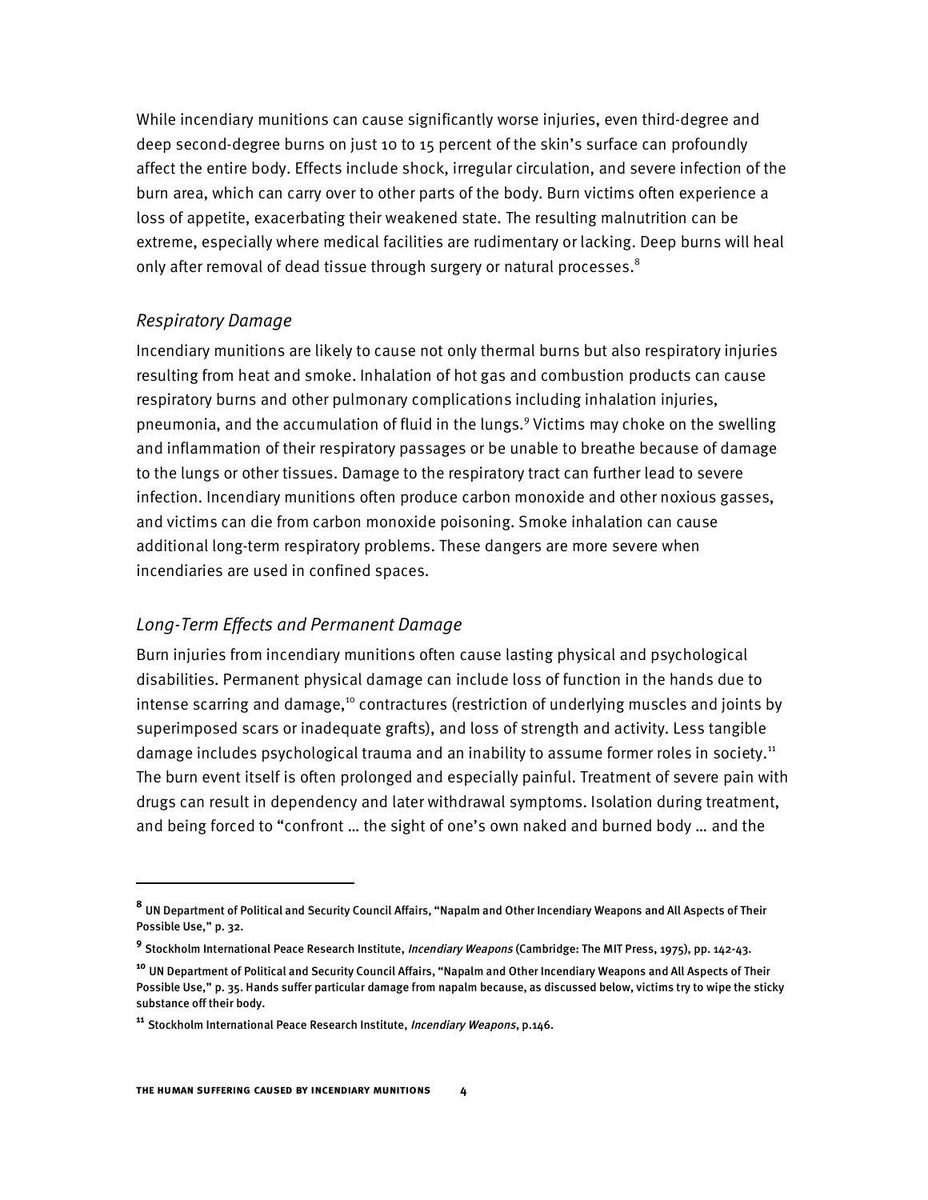While incendiary munitions can cause significantly worse injuries, even third-degree and deep second-degree burns on just 10 to 15 percent of the skin's surface can profoundly affect the entire body. Effects include shock, irregular circulation, and severe infection of the burn area, which can carry over to other parts of the body. Burn victims often experience a loss of appetite, exacerbating their weakened state. The resulting malnutrition can be extreme, especially where medical facilities are rudimentary or lacking. Deep burns will heal only after removal of dead tissue through surgery or natural processes.[8]

### *Respiratory Damage*

Incendiary munitions are likely to cause not only thermal burns but also respiratory injuries resulting from heat and smoke. Inhalation of hot gas and combustion products can cause respiratory burns and other pulmonary complications including inhalation injuries, pneumonia, and the accumulation of fluid in the lungs.[9] Victims may choke on the swelling and inflammation of their respiratory passages or be unable to breathe because of damage to the lungs or other tissues. Damage to the respiratory tract can further lead to severe infection. Incendiary munitions often produce carbon monoxide and other noxious gasses, and victims can die from carbon monoxide poisoning. Smoke inhalation can cause additional long-term respiratory problems. These dangers are more severe when incendiaries are used in confined spaces.

### *Long-Term Effects and Permanent Damage*

Burn injuries from incendiary munitions often cause lasting physical and psychological disabilities. Permanent physical damage can include loss of function in the hands due to intense scarring and damage,[10] contractures (restriction of underlying muscles and joints by superimposed scars or inadequate grafts), and loss of strength and activity. Less tangible damage includes psychological trauma and an inability to assume former roles in society.[11] The burn event itself is often prolonged and especially painful. Treatment of severe pain with drugs can result in dependency and later withdrawal symptoms. Isolation during treatment, and being forced to "confront … the sight of one's own naked and burned body … and the

---

[8] UN Department of Political and Security Council Affairs, "Napalm and Other Incendiary Weapons and All Aspects of Their Possible Use," p. 32.

[9] Stockholm International Peace Research Institute, *Incendiary Weapons* (Cambridge: The MIT Press, 1975), pp. 142-43.

[10] UN Department of Political and Security Council Affairs, "Napalm and Other Incendiary Weapons and All Aspects of Their Possible Use," p. 35. Hands suffer particular damage from napalm because, as discussed below, victims try to wipe the sticky substance off their body.

[11] Stockholm International Peace Research Institute, *Incendiary Weapons*, p.146.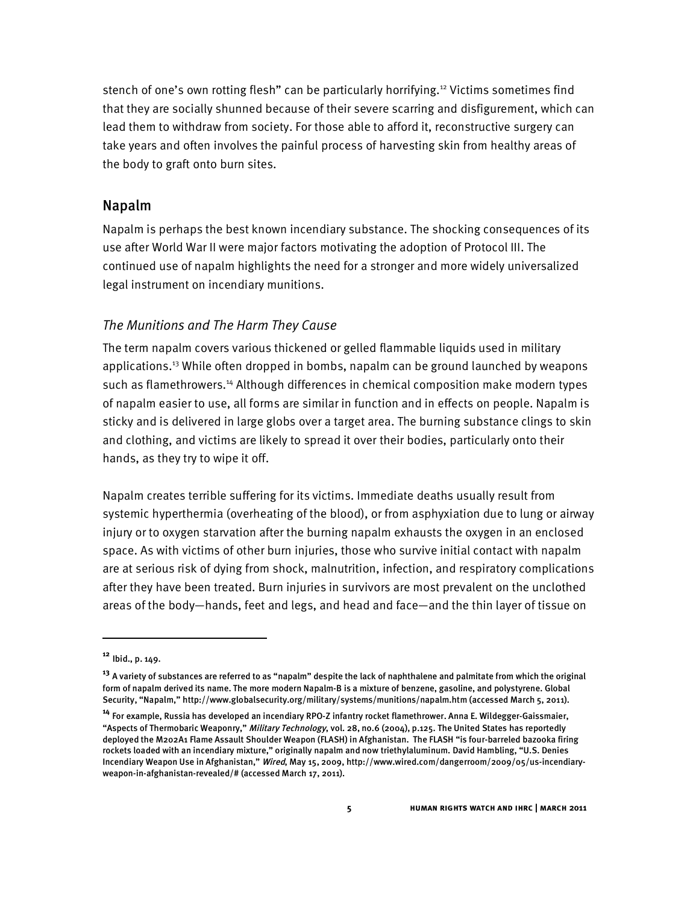stench of one's own rotting flesh" can be particularly horrifying.[12] Victims sometimes find that they are socially shunned because of their severe scarring and disfigurement, which can lead them to withdraw from society. For those able to afford it, reconstructive surgery can take years and often involves the painful process of harvesting skin from healthy areas of the body to graft onto burn sites.

## Napalm

Napalm is perhaps the best known incendiary substance. The shocking consequences of its use after World War II were major factors motivating the adoption of Protocol III. The continued use of napalm highlights the need for a stronger and more widely universalized legal instrument on incendiary munitions.

### *The Munitions and The Harm They Cause*

The term napalm covers various thickened or gelled flammable liquids used in military applications.[13] While often dropped in bombs, napalm can be ground launched by weapons such as flamethrowers.[14] Although differences in chemical composition make modern types of napalm easier to use, all forms are similar in function and in effects on people. Napalm is sticky and is delivered in large globs over a target area. The burning substance clings to skin and clothing, and victims are likely to spread it over their bodies, particularly onto their hands, as they try to wipe it off.

Napalm creates terrible suffering for its victims. Immediate deaths usually result from systemic hyperthermia (overheating of the blood), or from asphyxiation due to lung or airway injury or to oxygen starvation after the burning napalm exhausts the oxygen in an enclosed space. As with victims of other burn injuries, those who survive initial contact with napalm are at serious risk of dying from shock, malnutrition, infection, and respiratory complications after they have been treated. Burn injuries in survivors are most prevalent on the unclothed areas of the body—hands, feet and legs, and head and face—and the thin layer of tissue on

---

[12] Ibid., p. 149.

[13] A variety of substances are referred to as "napalm" despite the lack of naphthalene and palmitate from which the original form of napalm derived its name. The more modern Napalm-B is a mixture of benzene, gasoline, and polystyrene. Global Security, "Napalm," http://www.globalsecurity.org/military/systems/munitions/napalm.htm (accessed March 5, 2011).

[14] For example, Russia has developed an incendiary RPO-Z infantry rocket flamethrower. Anna E. Wildegger-Gaissmaier, "Aspects of Thermobaric Weaponry," *Military Technology*, vol. 28, no.6 (2004), p.125. The United States has reportedly deployed the M202A1 Flame Assault Shoulder Weapon (FLASH) in Afghanistan. The FLASH "is four-barreled bazooka firing rockets loaded with an incendiary mixture," originally napalm and now triethylaluminum. David Hambling, "U.S. Denies Incendiary Weapon Use in Afghanistan," *Wired*, May 15, 2009, http://www.wired.com/dangerroom/2009/05/us-incendiary-weapon-in-afghanistan-revealed/# (accessed March 17, 2011).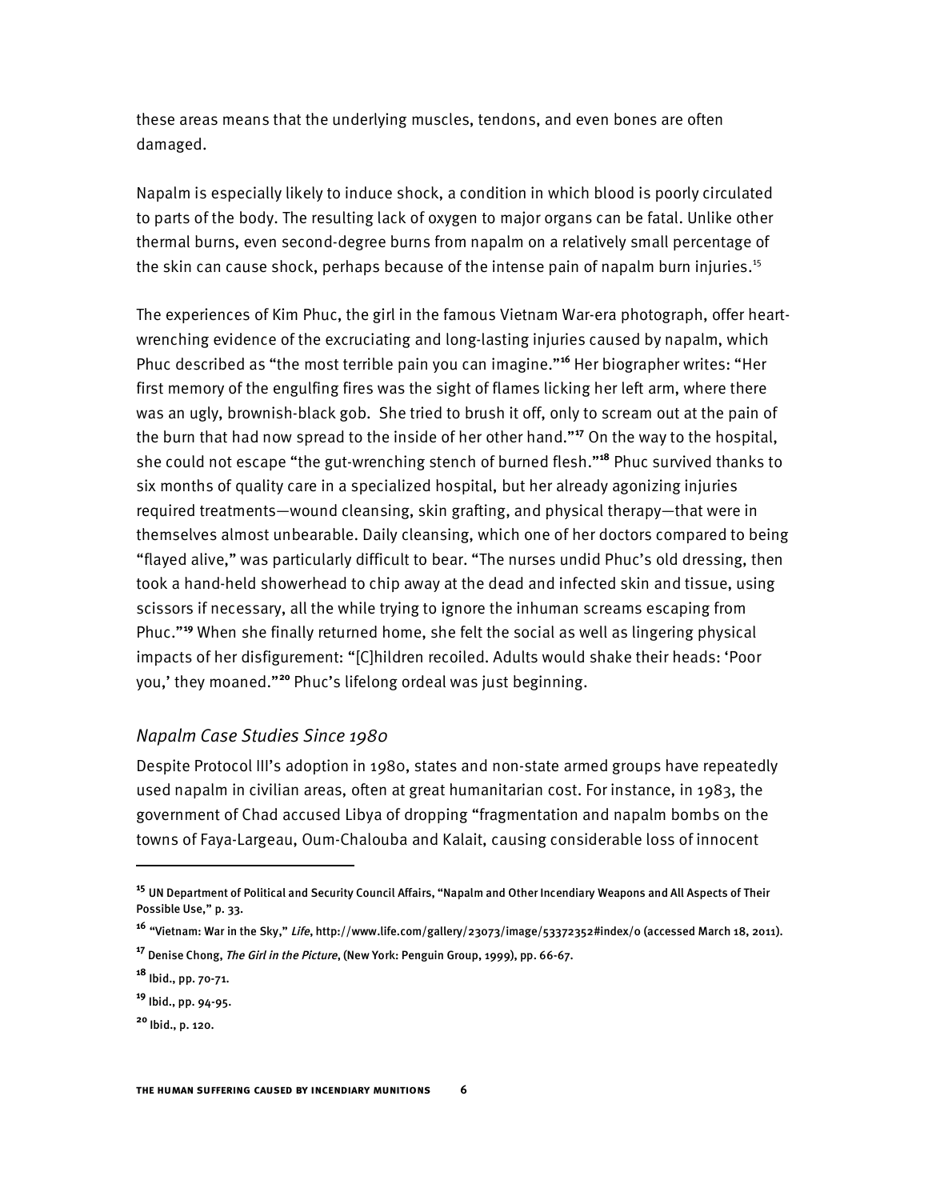these areas means that the underlying muscles, tendons, and even bones are often damaged.

Napalm is especially likely to induce shock, a condition in which blood is poorly circulated to parts of the body. The resulting lack of oxygen to major organs can be fatal. Unlike other thermal burns, even second-degree burns from napalm on a relatively small percentage of the skin can cause shock, perhaps because of the intense pain of napalm burn injuries.[15]

The experiences of Kim Phuc, the girl in the famous Vietnam War-era photograph, offer heart-wrenching evidence of the excruciating and long-lasting injuries caused by napalm, which Phuc described as "the most terrible pain you can imagine."[16] Her biographer writes: "Her first memory of the engulfing fires was the sight of flames licking her left arm, where there was an ugly, brownish-black gob. She tried to brush it off, only to scream out at the pain of the burn that had now spread to the inside of her other hand."[17] On the way to the hospital, she could not escape "the gut-wrenching stench of burned flesh."[18] Phuc survived thanks to six months of quality care in a specialized hospital, but her already agonizing injuries required treatments—wound cleansing, skin grafting, and physical therapy—that were in themselves almost unbearable. Daily cleansing, which one of her doctors compared to being "flayed alive," was particularly difficult to bear. "The nurses undid Phuc's old dressing, then took a hand-held showerhead to chip away at the dead and infected skin and tissue, using scissors if necessary, all the while trying to ignore the inhuman screams escaping from Phuc."[19] When she finally returned home, she felt the social as well as lingering physical impacts of her disfigurement: "[C]hildren recoiled. Adults would shake their heads: 'Poor you,' they moaned."[20] Phuc's lifelong ordeal was just beginning.

### *Napalm Case Studies Since 1980*

Despite Protocol III's adoption in 1980, states and non-state armed groups have repeatedly used napalm in civilian areas, often at great humanitarian cost. For instance, in 1983, the government of Chad accused Libya of dropping "fragmentation and napalm bombs on the towns of Faya-Largeau, Oum-Chalouba and Kalait, causing considerable loss of innocent

---

[15] UN Department of Political and Security Council Affairs, "Napalm and Other Incendiary Weapons and All Aspects of Their Possible Use," p. 33.

[16] "Vietnam: War in the Sky," *Life*, http://www.life.com/gallery/23073/image/53372352#index/0 (accessed March 18, 2011).

[17] Denise Chong, *The Girl in the Picture*, (New York: Penguin Group, 1999), pp. 66-67.

[18] Ibid., pp. 70-71.

[19] Ibid., pp. 94-95.

[20] Ibid., p. 120.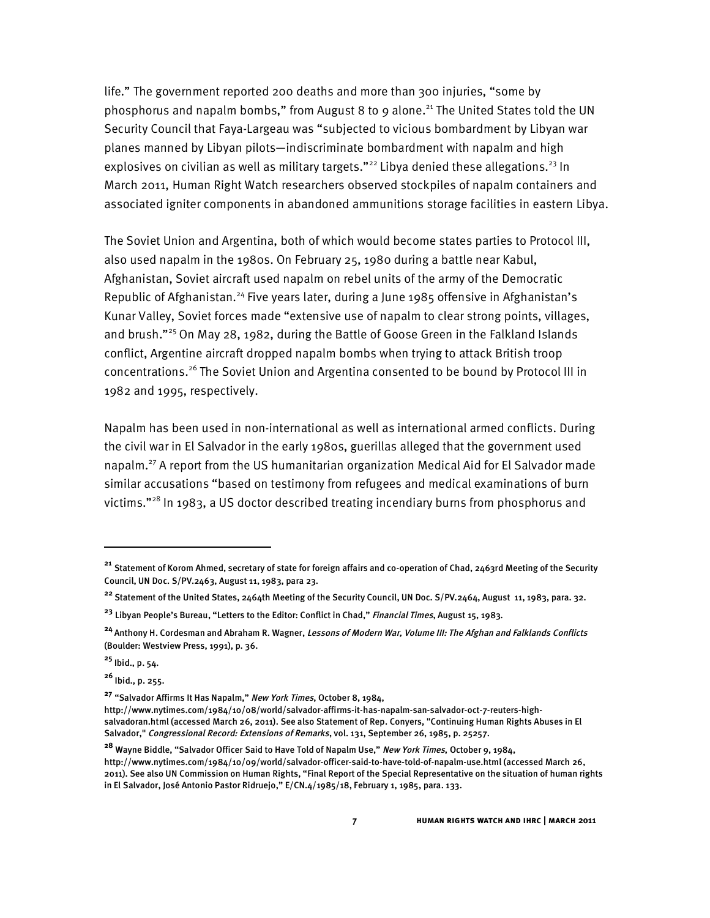life." The government reported 200 deaths and more than 300 injuries, "some by phosphorus and napalm bombs," from August 8 to 9 alone.[21] The United States told the UN Security Council that Faya-Largeau was "subjected to vicious bombardment by Libyan war planes manned by Libyan pilots—indiscriminate bombardment with napalm and high explosives on civilian as well as military targets."[22] Libya denied these allegations.[23] In March 2011, Human Right Watch researchers observed stockpiles of napalm containers and associated igniter components in abandoned ammunitions storage facilities in eastern Libya.

The Soviet Union and Argentina, both of which would become states parties to Protocol III, also used napalm in the 1980s. On February 25, 1980 during a battle near Kabul, Afghanistan, Soviet aircraft used napalm on rebel units of the army of the Democratic Republic of Afghanistan.[24] Five years later, during a June 1985 offensive in Afghanistan's Kunar Valley, Soviet forces made "extensive use of napalm to clear strong points, villages, and brush."[25] On May 28, 1982, during the Battle of Goose Green in the Falkland Islands conflict, Argentine aircraft dropped napalm bombs when trying to attack British troop concentrations.[26] The Soviet Union and Argentina consented to be bound by Protocol III in 1982 and 1995, respectively.

Napalm has been used in non-international as well as international armed conflicts. During the civil war in El Salvador in the early 1980s, guerillas alleged that the government used napalm.[27] A report from the US humanitarian organization Medical Aid for El Salvador made similar accusations "based on testimony from refugees and medical examinations of burn victims."[28] In 1983, a US doctor described treating incendiary burns from phosphorus and

---

[21] Statement of Korom Ahmed, secretary of state for foreign affairs and co-operation of Chad, 2463rd Meeting of the Security Council, UN Doc. S/PV.2463, August 11, 1983, para 23.

[22] Statement of the United States, 2464th Meeting of the Security Council, UN Doc. S/PV.2464, August 11, 1983, para. 32.

[23] Libyan People's Bureau, "Letters to the Editor: Conflict in Chad," *Financial Times*, August 15, 1983.

[24] Anthony H. Cordesman and Abraham R. Wagner, *Lessons of Modern War, Volume III: The Afghan and Falklands Conflicts* (Boulder: Westview Press, 1991), p. 36.

[25] Ibid., p. 54.

[26] Ibid., p. 255.

[27] "Salvador Affirms It Has Napalm," *New York Times*, October 8, 1984, http://www.nytimes.com/1984/10/08/world/salvador-affirms-it-has-napalm-san-salvador-oct-7-reuters-high-salvadoran.html (accessed March 26, 2011). See also Statement of Rep. Conyers, "Continuing Human Rights Abuses in El Salvador," *Congressional Record: Extensions of Remarks*, vol. 131, September 26, 1985, p. 25257.

[28] Wayne Biddle, "Salvador Officer Said to Have Told of Napalm Use," *New York Times*, October 9, 1984, http://www.nytimes.com/1984/10/09/world/salvador-officer-said-to-have-told-of-napalm-use.html (accessed March 26, 2011). See also UN Commission on Human Rights, "Final Report of the Special Representative on the situation of human rights in El Salvador, José Antonio Pastor Ridruejo," E/CN.4/1985/18, February 1, 1985, para. 133.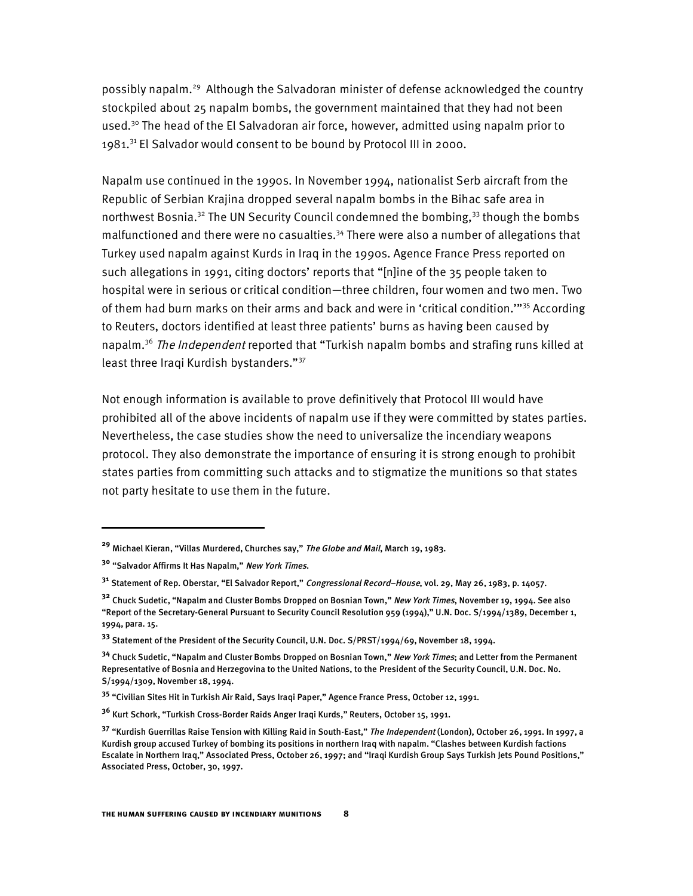possibly napalm.[29] Although the Salvadoran minister of defense acknowledged the country stockpiled about 25 napalm bombs, the government maintained that they had not been used.[30] The head of the El Salvadoran air force, however, admitted using napalm prior to 1981.[31] El Salvador would consent to be bound by Protocol III in 2000.

Napalm use continued in the 1990s. In November 1994, nationalist Serb aircraft from the Republic of Serbian Krajina dropped several napalm bombs in the Bihac safe area in northwest Bosnia.[32] The UN Security Council condemned the bombing,[33] though the bombs malfunctioned and there were no casualties.[34] There were also a number of allegations that Turkey used napalm against Kurds in Iraq in the 1990s. Agence France Press reported on such allegations in 1991, citing doctors' reports that "[n]ine of the 35 people taken to hospital were in serious or critical condition—three children, four women and two men. Two of them had burn marks on their arms and back and were in 'critical condition.'"[35] According to Reuters, doctors identified at least three patients' burns as having been caused by napalm.[36] *The Independent* reported that "Turkish napalm bombs and strafing runs killed at least three Iraqi Kurdish bystanders."[37]

Not enough information is available to prove definitively that Protocol III would have prohibited all of the above incidents of napalm use if they were committed by states parties. Nevertheless, the case studies show the need to universalize the incendiary weapons protocol. They also demonstrate the importance of ensuring it is strong enough to prohibit states parties from committing such attacks and to stigmatize the munitions so that states not party hesitate to use them in the future.

---

[29] Michael Kieran, "Villas Murdered, Churches say," *The Globe and Mail*, March 19, 1983.

[30] "Salvador Affirms It Has Napalm," *New York Times*.

[31] Statement of Rep. Oberstar, "El Salvador Report," *Congressional Record–House*, vol. 29, May 26, 1983, p. 14057.

[32] Chuck Sudetic, "Napalm and Cluster Bombs Dropped on Bosnian Town," *New York Times*, November 19, 1994. See also "Report of the Secretary-General Pursuant to Security Council Resolution 959 (1994)," U.N. Doc. S/1994/1389, December 1, 1994, para. 15.

[33] Statement of the President of the Security Council, U.N. Doc. S/PRST/1994/69, November 18, 1994.

[34] Chuck Sudetic, "Napalm and Cluster Bombs Dropped on Bosnian Town," *New York Times*; and Letter from the Permanent Representative of Bosnia and Herzegovina to the United Nations, to the President of the Security Council, U.N. Doc. No. S/1994/1309, November 18, 1994.

[35] "Civilian Sites Hit in Turkish Air Raid, Says Iraqi Paper," Agence France Press, October 12, 1991.

[36] Kurt Schork, "Turkish Cross-Border Raids Anger Iraqi Kurds," Reuters, October 15, 1991.

[37] "Kurdish Guerrillas Raise Tension with Killing Raid in South-East," *The Independent* (London), October 26, 1991. In 1997, a Kurdish group accused Turkey of bombing its positions in northern Iraq with napalm. "Clashes between Kurdish factions Escalate in Northern Iraq," Associated Press, October 26, 1997; and "Iraqi Kurdish Group Says Turkish Jets Pound Positions," Associated Press, October, 30, 1997.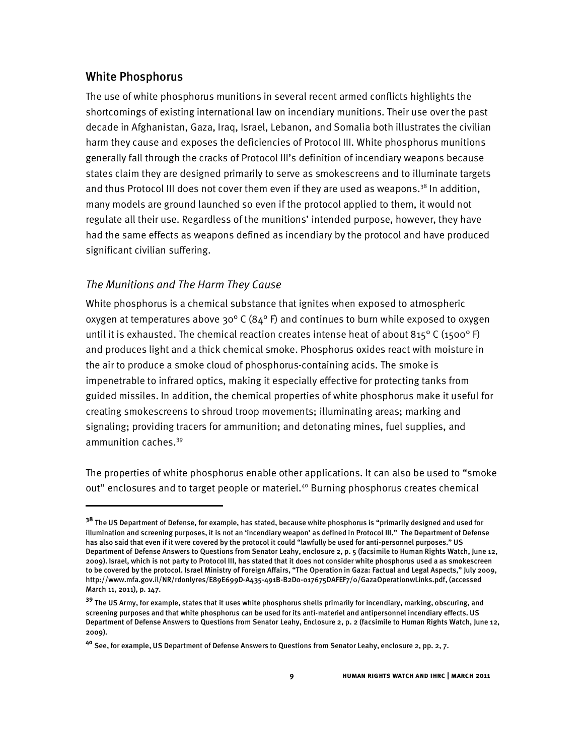## White Phosphorus

The use of white phosphorus munitions in several recent armed conflicts highlights the shortcomings of existing international law on incendiary munitions. Their use over the past decade in Afghanistan, Gaza, Iraq, Israel, Lebanon, and Somalia both illustrates the civilian harm they cause and exposes the deficiencies of Protocol III. White phosphorus munitions generally fall through the cracks of Protocol III's definition of incendiary weapons because states claim they are designed primarily to serve as smokescreens and to illuminate targets and thus Protocol III does not cover them even if they are used as weapons.[38] In addition, many models are ground launched so even if the protocol applied to them, it would not regulate all their use. Regardless of the munitions' intended purpose, however, they have had the same effects as weapons defined as incendiary by the protocol and have produced significant civilian suffering.

### *The Munitions and The Harm They Cause*

White phosphorus is a chemical substance that ignites when exposed to atmospheric oxygen at temperatures above 30° C (84° F) and continues to burn while exposed to oxygen until it is exhausted. The chemical reaction creates intense heat of about 815° C (1500° F) and produces light and a thick chemical smoke. Phosphorus oxides react with moisture in the air to produce a smoke cloud of phosphorus-containing acids. The smoke is impenetrable to infrared optics, making it especially effective for protecting tanks from guided missiles. In addition, the chemical properties of white phosphorus make it useful for creating smokescreens to shroud troop movements; illuminating areas; marking and signaling; providing tracers for ammunition; and detonating mines, fuel supplies, and ammunition caches.[39]

The properties of white phosphorus enable other applications. It can also be used to "smoke out" enclosures and to target people or materiel.[40] Burning phosphorus creates chemical

---

[38] The US Department of Defense, for example, has stated, because white phosphorus is "primarily designed and used for illumination and screening purposes, it is not an 'incendiary weapon' as defined in Protocol III." The Department of Defense has also said that even if it were covered by the protocol it could "lawfully be used for anti-personnel purposes." US Department of Defense Answers to Questions from Senator Leahy, enclosure 2, p. 5 (facsimile to Human Rights Watch, June 12, 2009). Israel, which is not party to Protocol III, has stated that it does not consider white phosphorus used a as smokescreen to be covered by the protocol. Israel Ministry of Foreign Affairs, "The Operation in Gaza: Factual and Legal Aspects," July 2009, http://www.mfa.gov.il/NR/rdonlyres/E89E699D-A435-491B-B2D0-017675DAFEF7/0/GazaOperationwLinks.pdf, (accessed March 11, 2011), p. 147.

[39] The US Army, for example, states that it uses white phosphorus shells primarily for incendiary, marking, obscuring, and screening purposes and that white phosphorus can be used for its anti-materiel and antipersonnel incendiary effects. US Department of Defense Answers to Questions from Senator Leahy, Enclosure 2, p. 2 (facsimile to Human Rights Watch, June 12, 2009).

[40] See, for example, US Department of Defense Answers to Questions from Senator Leahy, enclosure 2, pp. 2, 7.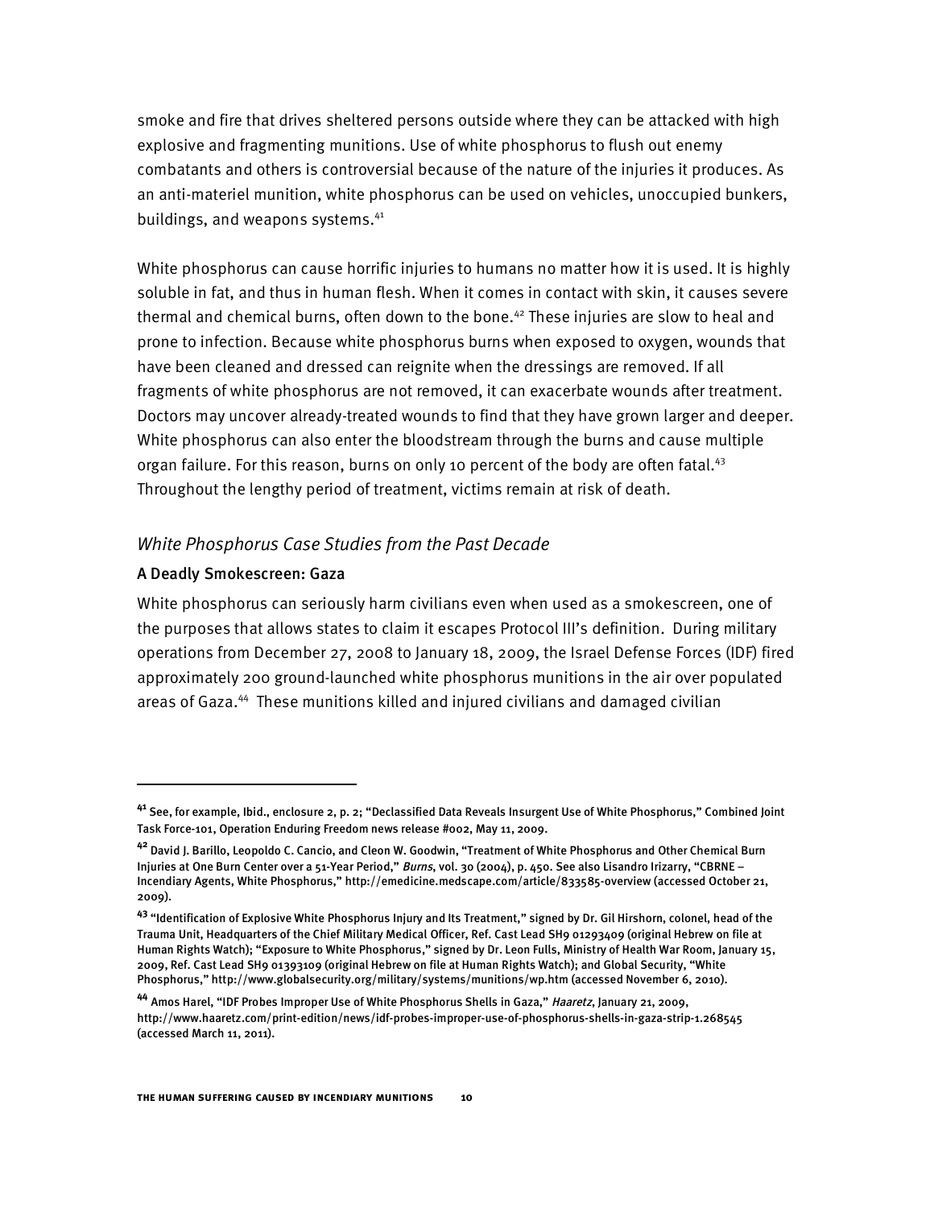smoke and fire that drives sheltered persons outside where they can be attacked with high explosive and fragmenting munitions. Use of white phosphorus to flush out enemy combatants and others is controversial because of the nature of the injuries it produces. As an anti-materiel munition, white phosphorus can be used on vehicles, unoccupied bunkers, buildings, and weapons systems.[41]

White phosphorus can cause horrific injuries to humans no matter how it is used. It is highly soluble in fat, and thus in human flesh. When it comes in contact with skin, it causes severe thermal and chemical burns, often down to the bone.[42] These injuries are slow to heal and prone to infection. Because white phosphorus burns when exposed to oxygen, wounds that have been cleaned and dressed can reignite when the dressings are removed. If all fragments of white phosphorus are not removed, it can exacerbate wounds after treatment. Doctors may uncover already-treated wounds to find that they have grown larger and deeper. White phosphorus can also enter the bloodstream through the burns and cause multiple organ failure. For this reason, burns on only 10 percent of the body are often fatal.[43] Throughout the lengthy period of treatment, victims remain at risk of death.

### *White Phosphorus Case Studies from the Past Decade*

#### A Deadly Smokescreen: Gaza

White phosphorus can seriously harm civilians even when used as a smokescreen, one of the purposes that allows states to claim it escapes Protocol III's definition. During military operations from December 27, 2008 to January 18, 2009, the Israel Defense Forces (IDF) fired approximately 200 ground-launched white phosphorus munitions in the air over populated areas of Gaza.[44] These munitions killed and injured civilians and damaged civilian

---

[41] See, for example, Ibid., enclosure 2, p. 2; "Declassified Data Reveals Insurgent Use of White Phosphorus," Combined Joint Task Force-101, Operation Enduring Freedom news release #002, May 11, 2009.

[42] David J. Barillo, Leopoldo C. Cancio, and Cleon W. Goodwin, "Treatment of White Phosphorus and Other Chemical Burn Injuries at One Burn Center over a 51-Year Period," *Burns*, vol. 30 (2004), p. 450. See also Lisandro Irizarry, "CBRNE – Incendiary Agents, White Phosphorus," http://emedicine.medscape.com/article/833585-overview (accessed October 21, 2009).

[43] "Identification of Explosive White Phosphorus Injury and Its Treatment," signed by Dr. Gil Hirshorn, colonel, head of the Trauma Unit, Headquarters of the Chief Military Medical Officer, Ref. Cast Lead SH9 01293409 (original Hebrew on file at Human Rights Watch); "Exposure to White Phosphorus," signed by Dr. Leon Fulls, Ministry of Health War Room, January 15, 2009, Ref. Cast Lead SH9 01393109 (original Hebrew on file at Human Rights Watch); and Global Security, "White Phosphorus," http://www.globalsecurity.org/military/systems/munitions/wp.htm (accessed November 6, 2010).

[44] Amos Harel, "IDF Probes Improper Use of White Phosphorus Shells in Gaza," *Haaretz*, January 21, 2009, http://www.haaretz.com/print-edition/news/idf-probes-improper-use-of-phosphorus-shells-in-gaza-strip-1.268545 (accessed March 11, 2011).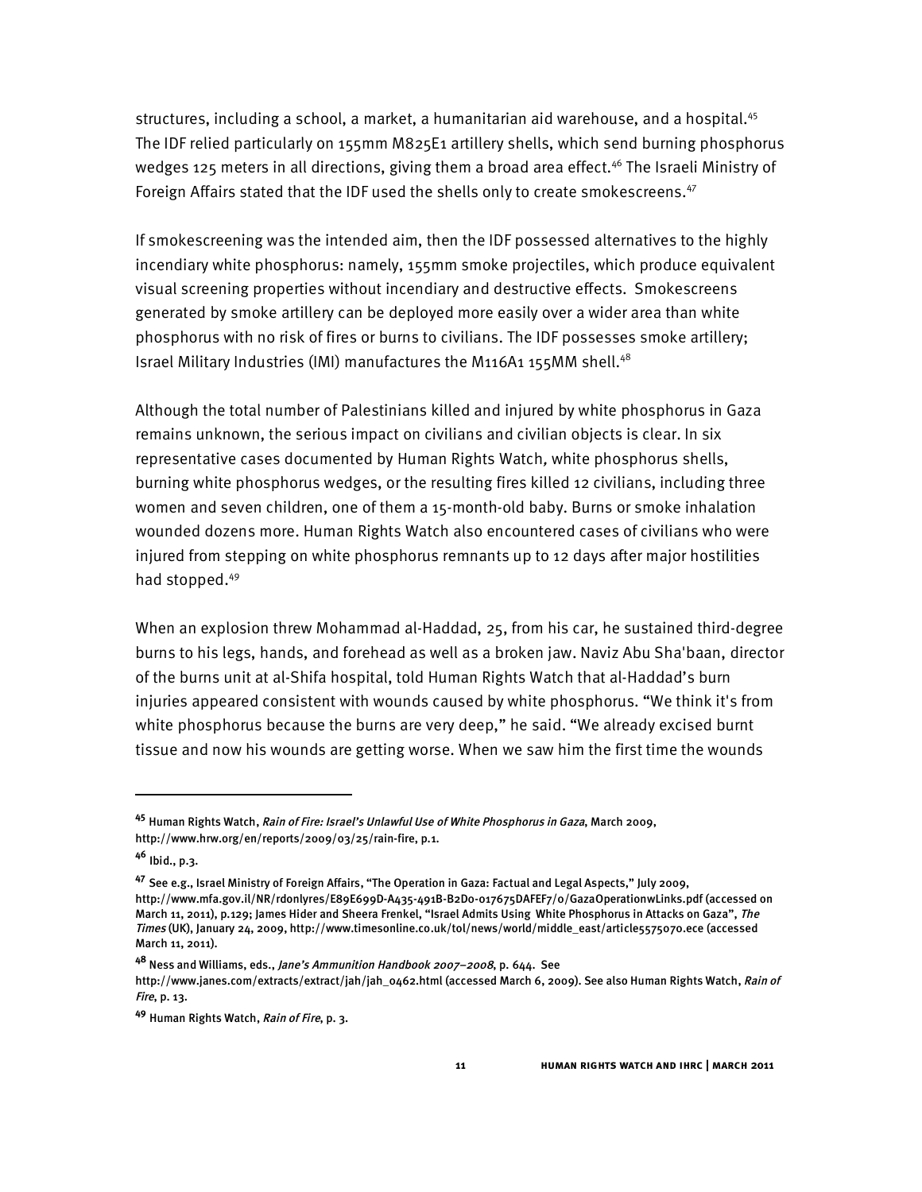structures, including a school, a market, a humanitarian aid warehouse, and a hospital.[45] The IDF relied particularly on 155mm M825E1 artillery shells, which send burning phosphorus wedges 125 meters in all directions, giving them a broad area effect.[46] The Israeli Ministry of Foreign Affairs stated that the IDF used the shells only to create smokescreens.[47]

If smokescreening was the intended aim, then the IDF possessed alternatives to the highly incendiary white phosphorus: namely, 155mm smoke projectiles, which produce equivalent visual screening properties without incendiary and destructive effects. Smokescreens generated by smoke artillery can be deployed more easily over a wider area than white phosphorus with no risk of fires or burns to civilians. The IDF possesses smoke artillery; Israel Military Industries (IMI) manufactures the M116A1 155MM shell.[48]

Although the total number of Palestinians killed and injured by white phosphorus in Gaza remains unknown, the serious impact on civilians and civilian objects is clear. In six representative cases documented by Human Rights Watch, white phosphorus shells, burning white phosphorus wedges, or the resulting fires killed 12 civilians, including three women and seven children, one of them a 15-month-old baby. Burns or smoke inhalation wounded dozens more. Human Rights Watch also encountered cases of civilians who were injured from stepping on white phosphorus remnants up to 12 days after major hostilities had stopped.[49]

When an explosion threw Mohammad al-Haddad, 25, from his car, he sustained third-degree burns to his legs, hands, and forehead as well as a broken jaw. Naviz Abu Sha'baan, director of the burns unit at al-Shifa hospital, told Human Rights Watch that al-Haddad's burn injuries appeared consistent with wounds caused by white phosphorus. "We think it's from white phosphorus because the burns are very deep," he said. "We already excised burnt tissue and now his wounds are getting worse. When we saw him the first time the wounds

---

[45] Human Rights Watch, *Rain of Fire: Israel's Unlawful Use of White Phosphorus in Gaza*, March 2009, http://www.hrw.org/en/reports/2009/03/25/rain-fire, p.1.

[46] Ibid., p.3.

[47] See e.g., Israel Ministry of Foreign Affairs, "The Operation in Gaza: Factual and Legal Aspects," July 2009, http://www.mfa.gov.il/NR/rdonlyres/E89E699D-A435-491B-B2D0-017675DAFEF7/0/GazaOperationwLinks.pdf (accessed on March 11, 2011), p.129; James Hider and Sheera Frenkel, "Israel Admits Using White Phosphorus in Attacks on Gaza", *The Times* (UK), January 24, 2009, http://www.timesonline.co.uk/tol/news/world/middle_east/article5575070.ece (accessed March 11, 2011).

[48] Ness and Williams, eds., *Jane's Ammunition Handbook 2007–2008*, p. 644. See http://www.janes.com/extracts/extract/jah/jah_0462.html (accessed March 6, 2009). See also Human Rights Watch, *Rain of Fire*, p. 13.

[49] Human Rights Watch, *Rain of Fire*, p. 3.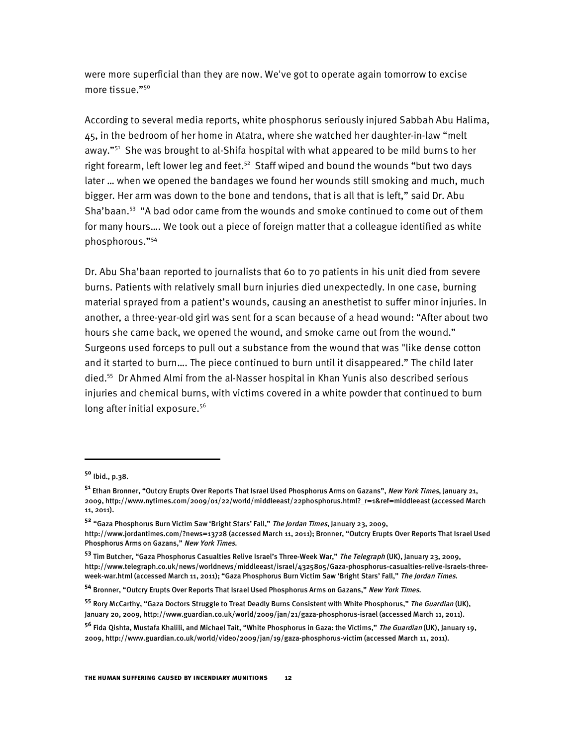were more superficial than they are now. We've got to operate again tomorrow to excise more tissue."[50]

According to several media reports, white phosphorus seriously injured Sabbah Abu Halima, 45, in the bedroom of her home in Atatra, where she watched her daughter-in-law "melt away."[51] She was brought to al-Shifa hospital with what appeared to be mild burns to her right forearm, left lower leg and feet.[52] Staff wiped and bound the wounds "but two days later … when we opened the bandages we found her wounds still smoking and much, much bigger. Her arm was down to the bone and tendons, that is all that is left," said Dr. Abu Sha'baan.[53] "A bad odor came from the wounds and smoke continued to come out of them for many hours…. We took out a piece of foreign matter that a colleague identified as white phosphorous."[54]

Dr. Abu Sha'baan reported to journalists that 60 to 70 patients in his unit died from severe burns. Patients with relatively small burn injuries died unexpectedly. In one case, burning material sprayed from a patient's wounds, causing an anesthetist to suffer minor injuries. In another, a three-year-old girl was sent for a scan because of a head wound: "After about two hours she came back, we opened the wound, and smoke came out from the wound." Surgeons used forceps to pull out a substance from the wound that was "like dense cotton and it started to burn…. The piece continued to burn until it disappeared." The child later died.[55] Dr Ahmed Almi from the al-Nasser hospital in Khan Yunis also described serious injuries and chemical burns, with victims covered in a white powder that continued to burn long after initial exposure.[56]

---

[50] Ibid., p.38.

[51] Ethan Bronner, "Outcry Erupts Over Reports That Israel Used Phosphorus Arms on Gazans", *New York Times*, January 21, 2009, http://www.nytimes.com/2009/01/22/world/middleeast/22phosphorus.html?_r=1&ref=middleeast (accessed March 11, 2011).

[52] "Gaza Phosphorus Burn Victim Saw 'Bright Stars' Fall," *The Jordan Times*, January 23, 2009, http://www.jordantimes.com/?news=13728 (accessed March 11, 2011); Bronner, "Outcry Erupts Over Reports That Israel Used Phosphorus Arms on Gazans," *New York Times*.

[53] Tim Butcher, "Gaza Phosphorus Casualties Relive Israel's Three-Week War," *The Telegraph* (UK), January 23, 2009, http://www.telegraph.co.uk/news/worldnews/middleeast/israel/4325805/Gaza-phosphorus-casualties-relive-Israels-three-week-war.html (accessed March 11, 2011); "Gaza Phosphorus Burn Victim Saw 'Bright Stars' Fall," *The Jordan Times*.

[54] Bronner, "Outcry Erupts Over Reports That Israel Used Phosphorus Arms on Gazans," *New York Times*.

[55] Rory McCarthy, "Gaza Doctors Struggle to Treat Deadly Burns Consistent with White Phosphorus," *The Guardian* (UK), January 20, 2009, http://www.guardian.co.uk/world/2009/jan/21/gaza-phosphorus-israel (accessed March 11, 2011).

[56] Fida Qishta, Mustafa Khalili, and Michael Tait, "White Phosphorus in Gaza: the Victims," *The Guardian* (UK), January 19, 2009, http://www.guardian.co.uk/world/video/2009/jan/19/gaza-phosphorus-victim (accessed March 11, 2011).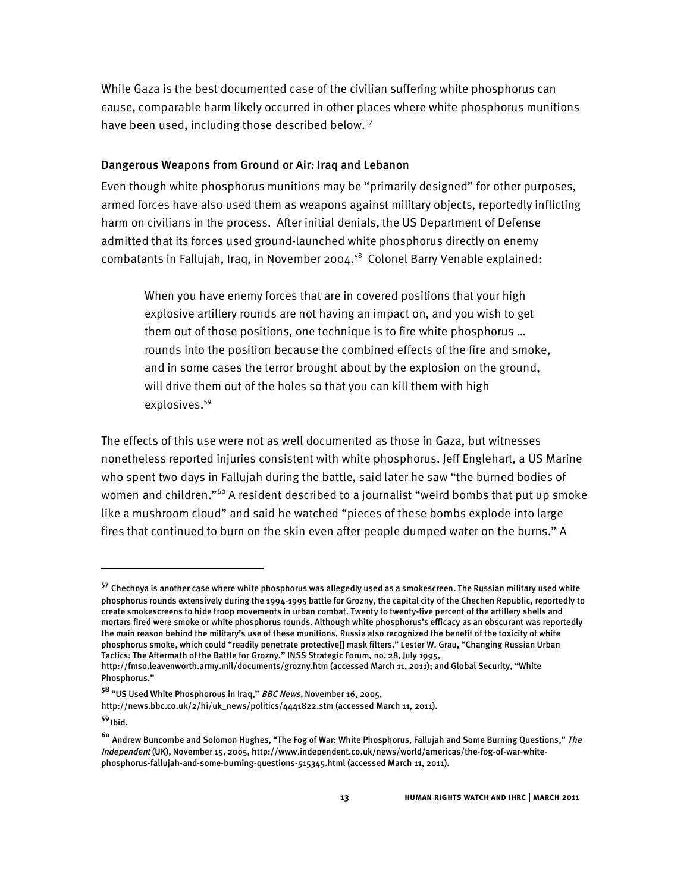While Gaza is the best documented case of the civilian suffering white phosphorus can cause, comparable harm likely occurred in other places where white phosphorus munitions have been used, including those described below.[57]

### Dangerous Weapons from Ground or Air: Iraq and Lebanon

Even though white phosphorus munitions may be "primarily designed" for other purposes, armed forces have also used them as weapons against military objects, reportedly inflicting harm on civilians in the process. After initial denials, the US Department of Defense admitted that its forces used ground-launched white phosphorus directly on enemy combatants in Fallujah, Iraq, in November 2004.[58] Colonel Barry Venable explained:

> When you have enemy forces that are in covered positions that your high explosive artillery rounds are not having an impact on, and you wish to get them out of those positions, one technique is to fire white phosphorus … rounds into the position because the combined effects of the fire and smoke, and in some cases the terror brought about by the explosion on the ground, will drive them out of the holes so that you can kill them with high explosives.[59]

The effects of this use were not as well documented as those in Gaza, but witnesses nonetheless reported injuries consistent with white phosphorus. Jeff Englehart, a US Marine who spent two days in Fallujah during the battle, said later he saw "the burned bodies of women and children."[60] A resident described to a journalist "weird bombs that put up smoke like a mushroom cloud" and said he watched "pieces of these bombs explode into large fires that continued to burn on the skin even after people dumped water on the burns." A

---

[57] Chechnya is another case where white phosphorus was allegedly used as a smokescreen. The Russian military used white phosphorus rounds extensively during the 1994-1995 battle for Grozny, the capital city of the Chechen Republic, reportedly to create smokescreens to hide troop movements in urban combat. Twenty to twenty-five percent of the artillery shells and mortars fired were smoke or white phosphorus rounds. Although white phosphorus's efficacy as an obscurant was reportedly the main reason behind the military's use of these munitions, Russia also recognized the benefit of the toxicity of white phosphorus smoke, which could "readily penetrate protective[] mask filters." Lester W. Grau, "Changing Russian Urban Tactics: The Aftermath of the Battle for Grozny," INSS Strategic Forum, no. 28, July 1995, http://fmso.leavenworth.army.mil/documents/grozny.htm (accessed March 11, 2011); and Global Security, "White Phosphorus."

[58] "US Used White Phosphorous in Iraq," *BBC News*, November 16, 2005, http://news.bbc.co.uk/2/hi/uk_news/politics/4441822.stm (accessed March 11, 2011).

[59] Ibid.

[60] Andrew Buncombe and Solomon Hughes, "The Fog of War: White Phosphorus, Fallujah and Some Burning Questions," *The Independent* (UK), November 15, 2005, http://www.independent.co.uk/news/world/americas/the-fog-of-war-white-phosphorus-fallujah-and-some-burning-questions-515345.html (accessed March 11, 2011).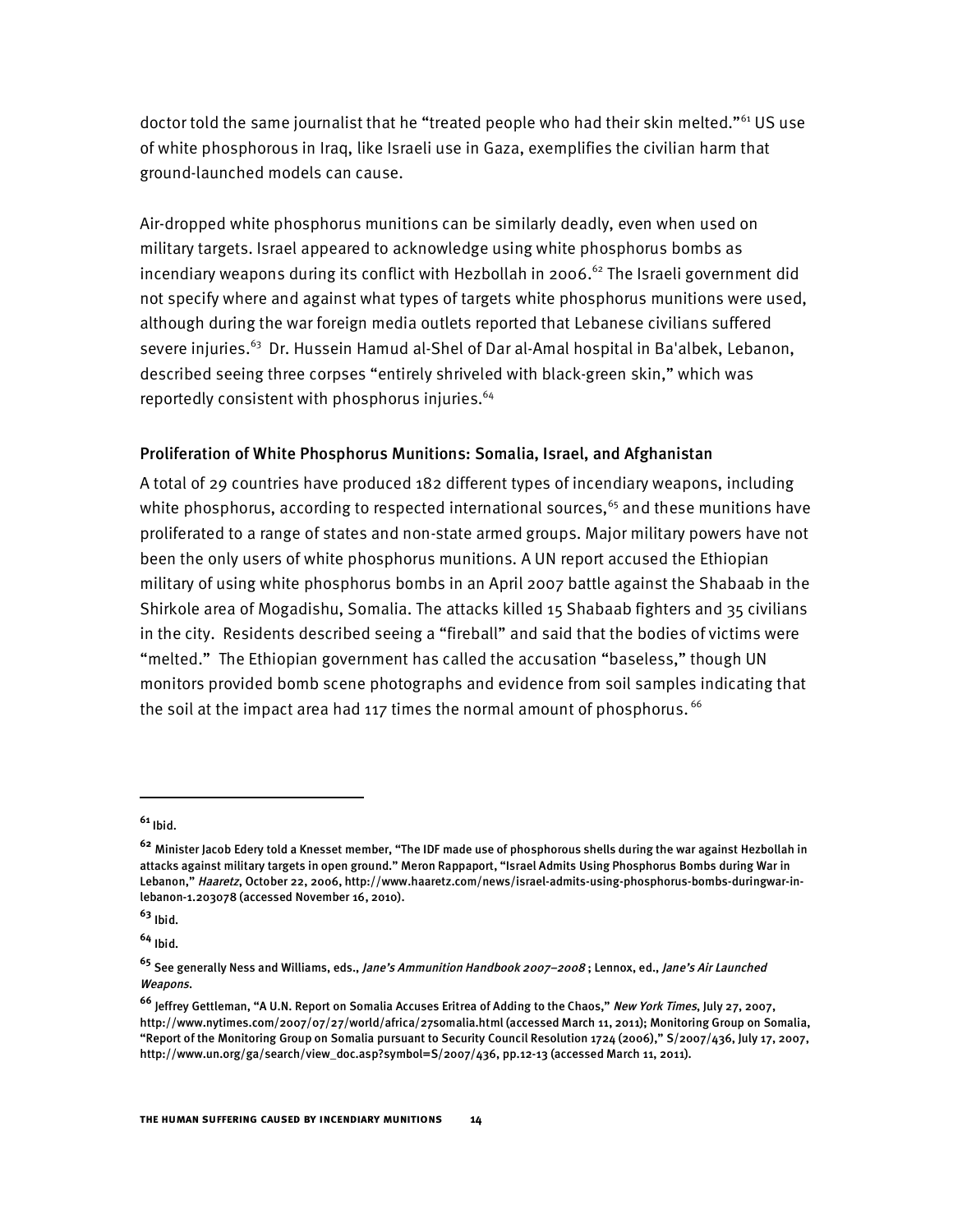doctor told the same journalist that he "treated people who had their skin melted."[61] US use of white phosphorous in Iraq, like Israeli use in Gaza, exemplifies the civilian harm that ground-launched models can cause.

Air-dropped white phosphorus munitions can be similarly deadly, even when used on military targets. Israel appeared to acknowledge using white phosphorus bombs as incendiary weapons during its conflict with Hezbollah in 2006.[62] The Israeli government did not specify where and against what types of targets white phosphorus munitions were used, although during the war foreign media outlets reported that Lebanese civilians suffered severe injuries.[63] Dr. Hussein Hamud al-Shel of Dar al-Amal hospital in Ba'albek, Lebanon, described seeing three corpses "entirely shriveled with black-green skin," which was reportedly consistent with phosphorus injuries.[64]

### Proliferation of White Phosphorus Munitions: Somalia, Israel, and Afghanistan

A total of 29 countries have produced 182 different types of incendiary weapons, including white phosphorus, according to respected international sources,[65] and these munitions have proliferated to a range of states and non-state armed groups. Major military powers have not been the only users of white phosphorus munitions. A UN report accused the Ethiopian military of using white phosphorus bombs in an April 2007 battle against the Shabaab in the Shirkole area of Mogadishu, Somalia. The attacks killed 15 Shabaab fighters and 35 civilians in the city. Residents described seeing a "fireball" and said that the bodies of victims were "melted." The Ethiopian government has called the accusation "baseless," though UN monitors provided bomb scene photographs and evidence from soil samples indicating that the soil at the impact area had 117 times the normal amount of phosphorus.[66]

---

[61] Ibid.

[62] Minister Jacob Edery told a Knesset member, "The IDF made use of phosphorous shells during the war against Hezbollah in attacks against military targets in open ground." Meron Rappaport, "Israel Admits Using Phosphorus Bombs during War in Lebanon," *Haaretz*, October 22, 2006, http://www.haaretz.com/news/israel-admits-using-phosphorus-bombs-duringwar-in-lebanon-1.203078 (accessed November 16, 2010).

[63] Ibid.

[64] Ibid.

[65] See generally Ness and Williams, eds., *Jane's Ammunition Handbook 2007–2008* ; Lennox, ed., *Jane's Air Launched Weapons*.

[66] Jeffrey Gettleman, "A U.N. Report on Somalia Accuses Eritrea of Adding to the Chaos," *New York Times*, July 27, 2007, http://www.nytimes.com/2007/07/27/world/africa/27somalia.html (accessed March 11, 2011); Monitoring Group on Somalia, "Report of the Monitoring Group on Somalia pursuant to Security Council Resolution 1724 (2006)," S/2007/436, July 17, 2007, http://www.un.org/ga/search/view_doc.asp?symbol=S/2007/436, pp.12-13 (accessed March 11, 2011).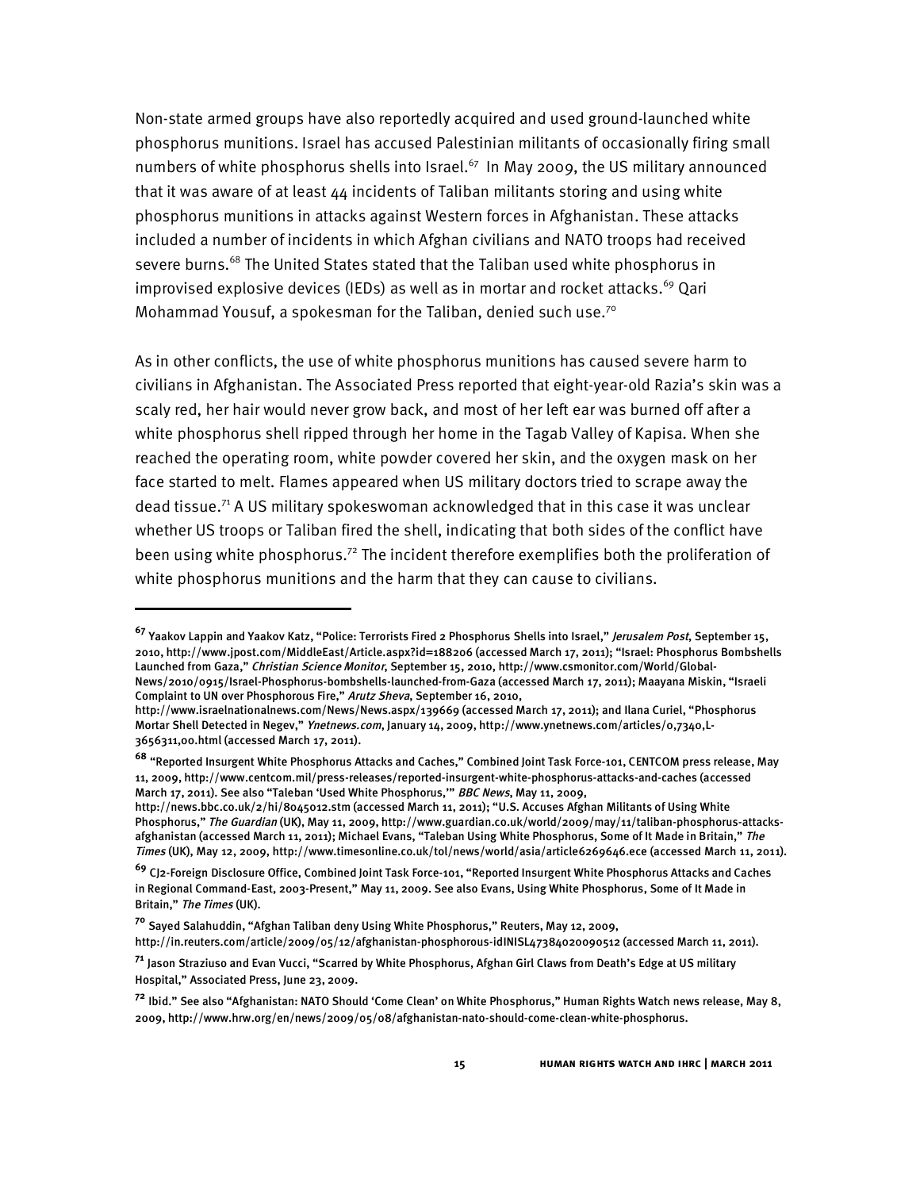Non-state armed groups have also reportedly acquired and used ground-launched white phosphorus munitions. Israel has accused Palestinian militants of occasionally firing small numbers of white phosphorus shells into Israel.[67] In May 2009, the US military announced that it was aware of at least 44 incidents of Taliban militants storing and using white phosphorus munitions in attacks against Western forces in Afghanistan. These attacks included a number of incidents in which Afghan civilians and NATO troops had received severe burns.[68] The United States stated that the Taliban used white phosphorus in improvised explosive devices (IEDs) as well as in mortar and rocket attacks.[69] Qari Mohammad Yousuf, a spokesman for the Taliban, denied such use.[70]

As in other conflicts, the use of white phosphorus munitions has caused severe harm to civilians in Afghanistan. The Associated Press reported that eight-year-old Razia's skin was a scaly red, her hair would never grow back, and most of her left ear was burned off after a white phosphorus shell ripped through her home in the Tagab Valley of Kapisa. When she reached the operating room, white powder covered her skin, and the oxygen mask on her face started to melt. Flames appeared when US military doctors tried to scrape away the dead tissue.[71] A US military spokeswoman acknowledged that in this case it was unclear whether US troops or Taliban fired the shell, indicating that both sides of the conflict have been using white phosphorus.[72] The incident therefore exemplifies both the proliferation of white phosphorus munitions and the harm that they can cause to civilians.

---

[67] Yaakov Lappin and Yaakov Katz, "Police: Terrorists Fired 2 Phosphorus Shells into Israel," *Jerusalem Post*, September 15, 2010, http://www.jpost.com/MiddleEast/Article.aspx?id=188206 (accessed March 17, 2011); "Israel: Phosphorus Bombshells Launched from Gaza," *Christian Science Monitor*, September 15, 2010, http://www.csmonitor.com/World/Global-News/2010/0915/Israel-Phosphorus-bombshells-launched-from-Gaza (accessed March 17, 2011); Maayana Miskin, "Israeli Complaint to UN over Phosphorous Fire," *Arutz Sheva*, September 16, 2010, http://www.israelnationalnews.com/News/News.aspx/139669 (accessed March 17, 2011); and Ilana Curiel, "Phosphorus Mortar Shell Detected in Negev," *Ynetnews.com*, January 14, 2009, http://www.ynetnews.com/articles/0,7340,L-3656311,00.html (accessed March 17, 2011).

[68] "Reported Insurgent White Phosphorus Attacks and Caches," Combined Joint Task Force-101, CENTCOM press release, May 11, 2009, http://www.centcom.mil/press-releases/reported-insurgent-white-phosphorus-attacks-and-caches (accessed March 17, 2011). See also "Taleban 'Used White Phosphorus,'" *BBC News*, May 11, 2009, http://news.bbc.co.uk/2/hi/8045012.stm (accessed March 11, 2011); "U.S. Accuses Afghan Militants of Using White Phosphorus," *The Guardian* (UK), May 11, 2009, http://www.guardian.co.uk/world/2009/may/11/taliban-phosphorus-attacks-afghanistan (accessed March 11, 2011); Michael Evans, "Taleban Using White Phosphorus, Some of It Made in Britain," *The Times* (UK), May 12, 2009, http://www.timesonline.co.uk/tol/news/world/asia/article6269646.ece (accessed March 11, 2011).

[69] CJ2-Foreign Disclosure Office, Combined Joint Task Force-101, "Reported Insurgent White Phosphorus Attacks and Caches in Regional Command-East, 2003-Present," May 11, 2009. See also Evans, Using White Phosphorus, Some of It Made in Britain," *The Times* (UK).

[70] Sayed Salahuddin, "Afghan Taliban deny Using White Phosphorus," Reuters, May 12, 2009, http://in.reuters.com/article/2009/05/12/afghanistan-phosphorous-idINISL47384020090512 (accessed March 11, 2011).

[71] Jason Straziuso and Evan Vucci, "Scarred by White Phosphorus, Afghan Girl Claws from Death's Edge at US military Hospital," Associated Press, June 23, 2009.

[72] Ibid." See also "Afghanistan: NATO Should 'Come Clean' on White Phosphorus," Human Rights Watch news release, May 8, 2009, http://www.hrw.org/en/news/2009/05/08/afghanistan-nato-should-come-clean-white-phosphorus.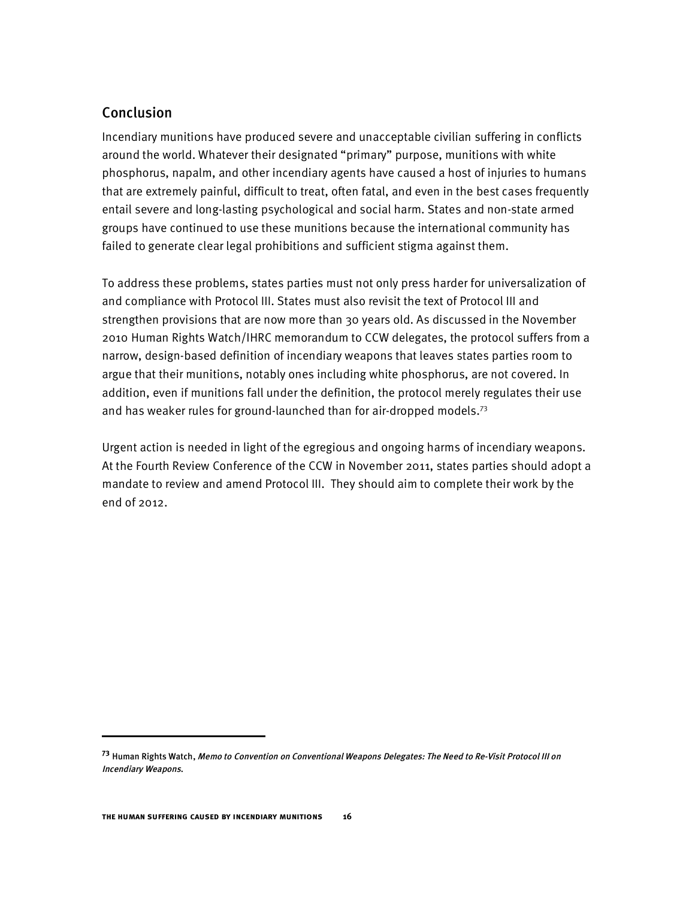## Conclusion

Incendiary munitions have produced severe and unacceptable civilian suffering in conflicts around the world. Whatever their designated "primary" purpose, munitions with white phosphorus, napalm, and other incendiary agents have caused a host of injuries to humans that are extremely painful, difficult to treat, often fatal, and even in the best cases frequently entail severe and long-lasting psychological and social harm. States and non-state armed groups have continued to use these munitions because the international community has failed to generate clear legal prohibitions and sufficient stigma against them.

To address these problems, states parties must not only press harder for universalization of and compliance with Protocol III. States must also revisit the text of Protocol III and strengthen provisions that are now more than 30 years old. As discussed in the November 2010 Human Rights Watch/IHRC memorandum to CCW delegates, the protocol suffers from a narrow, design-based definition of incendiary weapons that leaves states parties room to argue that their munitions, notably ones including white phosphorus, are not covered. In addition, even if munitions fall under the definition, the protocol merely regulates their use and has weaker rules for ground-launched than for air-dropped models.[73]

Urgent action is needed in light of the egregious and ongoing harms of incendiary weapons. At the Fourth Review Conference of the CCW in November 2011, states parties should adopt a mandate to review and amend Protocol III. They should aim to complete their work by the end of 2012.

---

[73] Human Rights Watch, *Memo to Convention on Conventional Weapons Delegates: The Need to Re-Visit Protocol III on Incendiary Weapons.*